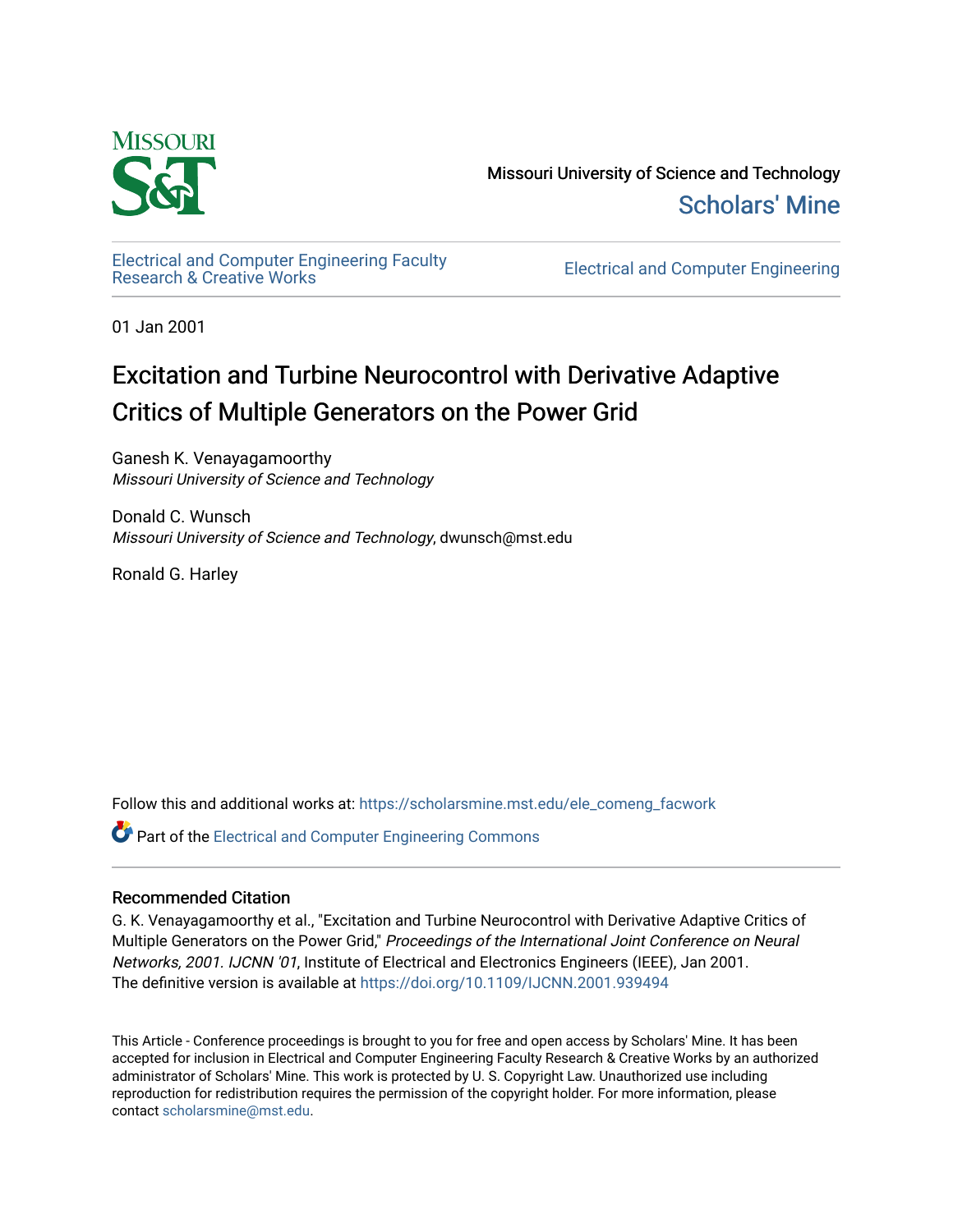Missouri University of Science and Technology

Scholars' Mine

Electrical and Computer Engineering Faculty Research & Creative Works

Electrical and Computer Engineering

01 Jan 2001

# Excitation and Turbine Neurocontrol with Derivative Adaptive Critics of Multiple Generators on the Power Grid

Ganesh K. Venayagamoorthy
*Missouri University of Science and Technology*

Donald C. Wunsch
*Missouri University of Science and Technology*, dwunsch@mst.edu

Ronald G. Harley

Follow this and additional works at: https://scholarsmine.mst.edu/ele_comeng_facwork

Part of the Electrical and Computer Engineering Commons

## Recommended Citation

G. K. Venayagamoorthy et al., "Excitation and Turbine Neurocontrol with Derivative Adaptive Critics of Multiple Generators on the Power Grid," *Proceedings of the International Joint Conference on Neural Networks, 2001. IJCNN '01*, Institute of Electrical and Electronics Engineers (IEEE), Jan 2001.
The definitive version is available at https://doi.org/10.1109/IJCNN.2001.939494

This Article - Conference proceedings is brought to you for free and open access by Scholars' Mine. It has been accepted for inclusion in Electrical and Computer Engineering Faculty Research & Creative Works by an authorized administrator of Scholars' Mine. This work is protected by U. S. Copyright Law. Unauthorized use including reproduction for redistribution requires the permission of the copyright holder. For more information, please contact scholarsmine@mst.edu.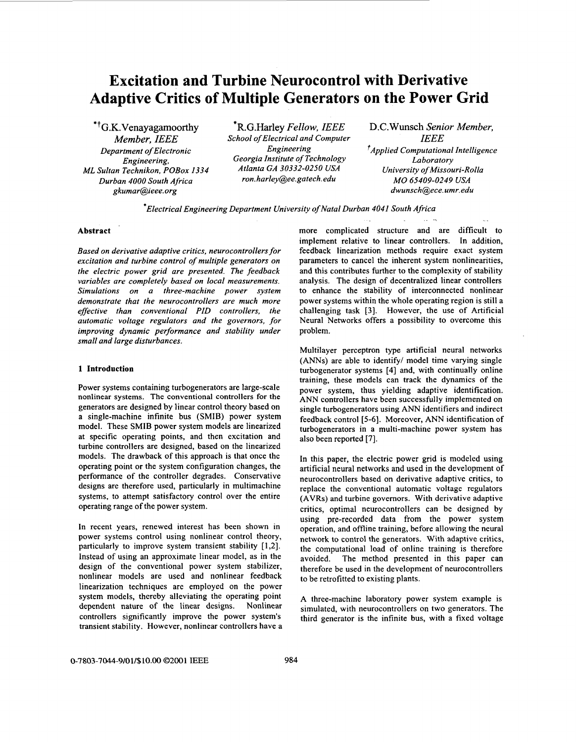# Excitation and Turbine Neurocontrol with Derivative Adaptive Critics of Multiple Generators on the Power Grid

*†G.K.Venayagamoorthy *Member, IEEE*
*Department of Electronic Engineering, ML Sultan Technikon, POBox 1334 Durban 4000 South Africa*
*gkumar@ieee.org*

*R.G.Harley *Fellow, IEEE*
*School of Electrical and Computer Engineering Georgia Institute of Technology Atlanta GA 30332-0250 USA*
*ron.harley@ee.gatech.edu*

D.C.Wunsch *Senior Member, IEEE*
*†Applied Computational Intelligence Laboratory University of Missouri-Rolla MO 65409-0249 USA*
*dwunsch@ece.umr.edu*

*Electrical Engineering Department University of Natal Durban 4041 South Africa*

### Abstract

*Based on derivative adaptive critics, neurocontrollers for excitation and turbine control of multiple generators on the electric power grid are presented. The feedback variables are completely based on local measurements. Simulations on a three-machine power system demonstrate that the neurocontrollers are much more effective than conventional PID controllers, the automatic voltage regulators and the governors, for improving dynamic performance and stability under small and large disturbances.*

## 1 Introduction

Power systems containing turbogenerators are large-scale nonlinear systems. The conventional controllers for the generators are designed by linear control theory based on a single-machine infinite bus (SMIB) power system model. These SMIB power system models are linearized at specific operating points, and then excitation and turbine controllers are designed, based on the linearized models. The drawback of this approach is that once the operating point or the system configuration changes, the performance of the controller degrades. Conservative designs are therefore used, particularly in multimachine systems, to attempt satisfactory control over the entire operating range of the power system.

In recent years, renewed interest has been shown in power systems control using nonlinear control theory, particularly to improve system transient stability [1,2]. Instead of using an approximate linear model, as in the design of the conventional power system stabilizer, nonlinear models are used and nonlinear feedback linearization techniques are employed on the power system models, thereby alleviating the operating point dependent nature of the linear designs. Nonlinear controllers significantly improve the power system's transient stability. However, nonlinear controllers have a more complicated structure and are difficult to implement relative to linear controllers. In addition, feedback linearization methods require exact system parameters to cancel the inherent system nonlinearities, and this contributes further to the complexity of stability analysis. The design of decentralized linear controllers to enhance the stability of interconnected nonlinear power systems within the whole operating region is still a challenging task [3]. However, the use of Artificial Neural Networks offers a possibility to overcome this problem.

Multilayer perceptron type artificial neural networks (ANNs) are able to identify/ model time varying single turbogenerator systems [4] and, with continually online training, these models can track the dynamics of the power system, thus yielding adaptive identification. ANN controllers have been successfully implemented on single turbogenerators using ANN identifiers and indirect feedback control [5-6]. Moreover, ANN identification of turbogenerators in a multi-machine power system has also been reported [7].

In this paper, the electric power grid is modeled using artificial neural networks and used in the development of neurocontrollers based on derivative adaptive critics, to replace the conventional automatic voltage regulators (AVRs) and turbine governors. With derivative adaptive critics, optimal neurocontrollers can be designed by using pre-recorded data from the power system operation, and offline training, before allowing the neural network to control the generators. With adaptive critics, the computational load of online training is therefore avoided. The method presented in this paper can therefore be used in the development of neurocontrollers to be retrofitted to existing plants.

A three-machine laboratory power system example is simulated, with neurocontrollers on two generators. The third generator is the infinite bus, with a fixed voltage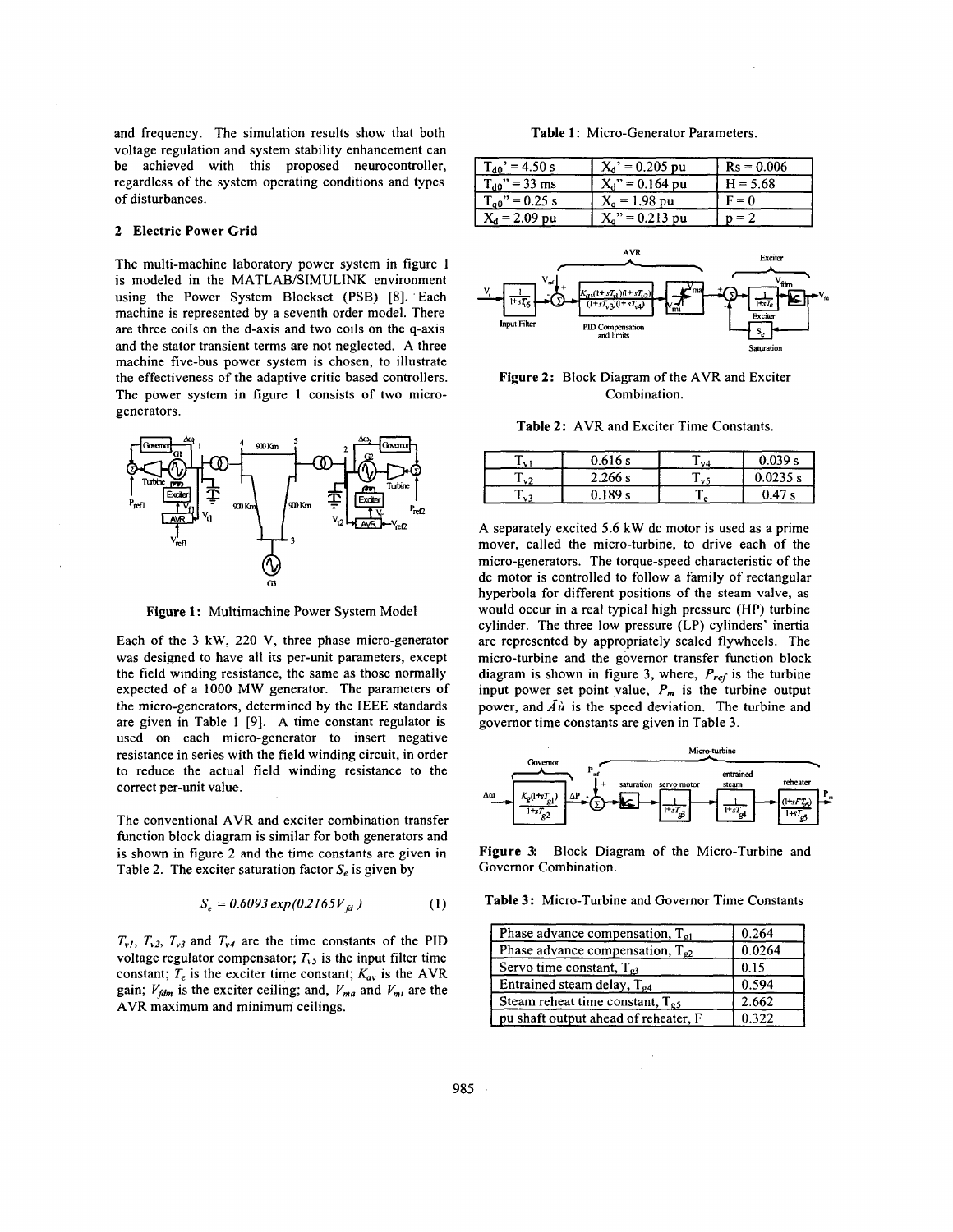and frequency. The simulation results show that both voltage regulation and system stability enhancement can be achieved with this proposed neurocontroller, regardless of the system operating conditions and types of disturbances.

## 2 Electric Power Grid

The multi-machine laboratory power system in figure 1 is modeled in the MATLAB/SIMULINK environment using the Power System Blockset (PSB) [8]. Each machine is represented by a seventh order model. There are three coils on the d-axis and two coils on the q-axis and the stator transient terms are not neglected. A three machine five-bus power system is chosen, to illustrate the effectiveness of the adaptive critic based controllers. The power system in figure 1 consists of two micro-generators.

**Figure 1:** Multimachine Power System Model

Each of the 3 kW, 220 V, three phase micro-generator was designed to have all its per-unit parameters, except the field winding resistance, the same as those normally expected of a 1000 MW generator. The parameters of the micro-generators, determined by the IEEE standards are given in Table 1 [9]. A time constant regulator is used on each micro-generator to insert negative resistance in series with the field winding circuit, in order to reduce the actual field winding resistance to the correct per-unit value.

The conventional AVR and exciter combination transfer function block diagram is similar for both generators and is shown in figure 2 and the time constants are given in Table 2. The exciter saturation factor $S_e$ is given by

$$S_e = 0.6093 \exp(0.2165 V_{fd}) \qquad (1)$$

$T_{v1}$, $T_{v2}$, $T_{v3}$ and $T_{v4}$ are the time constants of the PID voltage regulator compensator; $T_{v5}$ is the input filter time constant; $T_e$ is the exciter time constant; $K_{av}$ is the AVR gain; $V_{fdm}$ is the exciter ceiling; and, $V_{ma}$ and $V_{mi}$ are the AVR maximum and minimum ceilings.

**Table 1:** Micro-Generator Parameters.

| | | |
|---|---|---|
| $T_{d0}' = 4.50$ s | $X_d' = 0.205$ pu | $R_s = 0.006$ |
| $T_{d0}'' = 33$ ms | $X_d'' = 0.164$ pu | $H = 5.68$ |
| $T_{q0}'' = 0.25$ s | $X_q = 1.98$ pu | $F = 0$ |
| $X_d = 2.09$ pu | $X_q'' = 0.213$ pu | $p = 2$ |

**Figure 2:** Block Diagram of the AVR and Exciter Combination.

**Table 2:** AVR and Exciter Time Constants.

| | | | |
|---|---|---|---|
| $T_{v1}$ | 0.616 s | $T_{v4}$ | 0.039 s |
| $T_{v2}$ | 2.266 s | $T_{v5}$ | 0.0235 s |
| $T_{v3}$ | 0.189 s | $T_e$ | 0.47 s |

A separately excited 5.6 kW dc motor is used as a prime mover, called the micro-turbine, to drive each of the micro-generators. The torque-speed characteristic of the dc motor is controlled to follow a family of rectangular hyperbola for different positions of the steam valve, as would occur in a real typical high pressure (HP) turbine cylinder. The three low pressure (LP) cylinders' inertia are represented by appropriately scaled flywheels. The micro-turbine and the governor transfer function block diagram is shown in figure 3, where, $P_{ref}$ is the turbine input power set point value, $P_m$ is the turbine output power, and $\Delta\omega$ is the speed deviation. The turbine and governor time constants are given in Table 3.

**Figure 3:** Block Diagram of the Micro-Turbine and Governor Combination.

**Table 3:** Micro-Turbine and Governor Time Constants

| | |
|---|---|
| Phase advance compensation, $T_{g1}$ | 0.264 |
| Phase advance compensation, $T_{g2}$ | 0.0264 |
| Servo time constant, $T_{g3}$ | 0.15 |
| Entrained steam delay, $T_{g4}$ | 0.594 |
| Steam reheat time constant, $T_{g5}$ | 2.662 |
| pu shaft output ahead of reheater, F | 0.322 |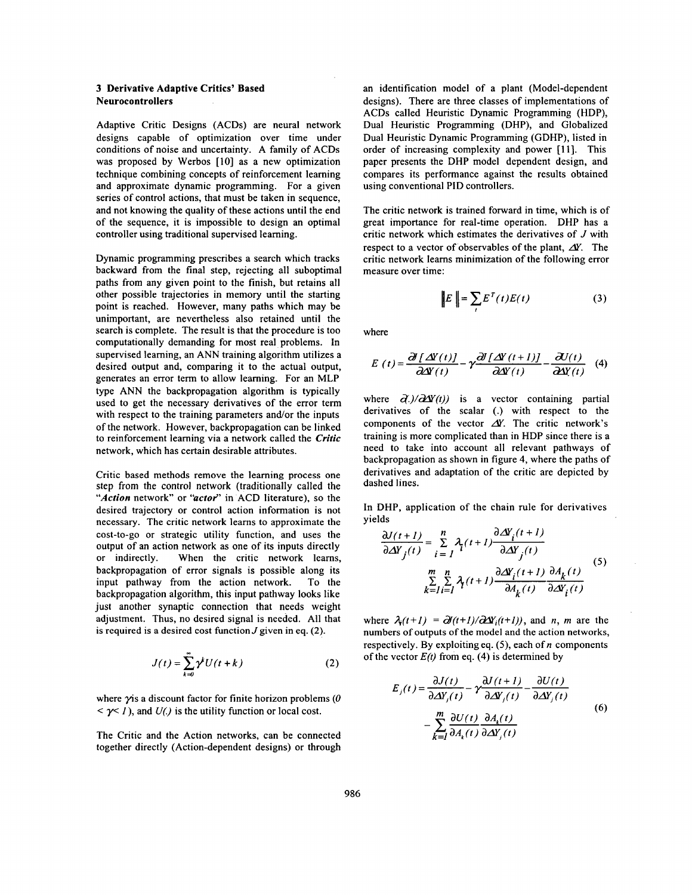## 3 Derivative Adaptive Critics' Based Neurocontrollers

Adaptive Critic Designs (ACDs) are neural network designs capable of optimization over time under conditions of noise and uncertainty. A family of ACDs was proposed by Werbos [10] as a new optimization technique combining concepts of reinforcement learning and approximate dynamic programming. For a given series of control actions, that must be taken in sequence, and not knowing the quality of these actions until the end of the sequence, it is impossible to design an optimal controller using traditional supervised learning.

Dynamic programming prescribes a search which tracks backward from the final step, rejecting all suboptimal paths from any given point to the finish, but retains all other possible trajectories in memory until the starting point is reached. However, many paths which may be unimportant, are nevertheless also retained until the search is complete. The result is that the procedure is too computationally demanding for most real problems. In supervised learning, an ANN training algorithm utilizes a desired output and, comparing it to the actual output, generates an error term to allow learning. For an MLP type ANN the backpropagation algorithm is typically used to get the necessary derivatives of the error term with respect to the training parameters and/or the inputs of the network. However, backpropagation can be linked to reinforcement learning via a network called the ***Critic*** network, which has certain desirable attributes.

Critic based methods remove the learning process one step from the control network (traditionally called the "***Action*** network" or "***actor***" in ACD literature), so the desired trajectory or control action information is not necessary. The critic network learns to approximate the cost-to-go or strategic utility function, and uses the output of an action network as one of its inputs directly or indirectly. When the critic network learns, backpropagation of error signals is possible along its input pathway from the action network. To the backpropagation algorithm, this input pathway looks like just another synaptic connection that needs weight adjustment. Thus, no desired signal is needed. All that is required is a desired cost function $J$ given in eq. (2).

$$J(t)=\sum_{k=0}^{\infty}\gamma^{k}U(t+k) \tag{2}$$

where $\gamma$ is a discount factor for finite horizon problems ($0 < \gamma < 1$), and $U(.)$ is the utility function or local cost.

The Critic and the Action networks, can be connected together directly (Action-dependent designs) or through an identification model of a plant (Model-dependent designs). There are three classes of implementations of ACDs called Heuristic Dynamic Programming (HDP), Dual Heuristic Programming (DHP), and Globalized Dual Heuristic Dynamic Programming (GDHP), listed in order of increasing complexity and power [11]. This paper presents the DHP model dependent design, and compares its performance against the results obtained using conventional PID controllers.

The critic network is trained forward in time, which is of great importance for real-time operation. DHP has a critic network which estimates the derivatives of $J$ with respect to a vector of observables of the plant, $\Delta Y$. The critic network learns minimization of the following error measure over time:

$$\|E\|=\sum_{t}E^{T}(t)E(t) \tag{3}$$

where

$$E(t)=\frac{\partial J[\Delta Y(t)]}{\partial\Delta Y(t)}-\gamma\frac{\partial J[\Delta Y(t+1)]}{\partial\Delta Y(t)}-\frac{\partial U(t)}{\partial\Delta Y(t)} \tag{4}$$

where $\partial(.)/\partial\Delta Y(t)$ is a vector containing partial derivatives of the scalar (.) with respect to the components of the vector $\Delta Y$. The critic network's training is more complicated than in HDP since there is a need to take into account all relevant pathways of backpropagation as shown in figure 4, where the paths of derivatives and adaptation of the critic are depicted by dashed lines.

In DHP, application of the chain rule for derivatives yields

$$\begin{aligned}\frac{\partial J(t+1)}{\partial\Delta Y_j(t)}&=\sum_{i=1}^{n}\lambda_i(t+1)\frac{\partial\Delta Y_i(t+1)}{\partial\Delta Y_j(t)}\\&\quad\sum_{k=1}^{m}\sum_{i=1}^{n}\lambda_i(t+1)\frac{\partial\Delta Y_i(t+1)}{\partial A_k(t)}\frac{\partial A_k(t)}{\partial\Delta Y_i(t)}\end{aligned} \tag{5}$$

where $\lambda_i(t+1)=\partial J(t+1)/\partial\Delta Y_i(t+1)$, and $n$, $m$ are the numbers of outputs of the model and the action networks, respectively. By exploiting eq. (5), each of $n$ components of the vector $E(t)$ from eq. (4) is determined by

$$\begin{aligned}E_j(t)&=\frac{\partial J(t)}{\partial\Delta Y_j(t)}-\gamma\frac{\partial J(t+1)}{\partial\Delta Y_j(t)}-\frac{\partial U(t)}{\partial\Delta Y_j(t)}\\&\quad-\sum_{k=1}^{m}\frac{\partial U(t)}{\partial A_k(t)}\frac{\partial A_k(t)}{\partial\Delta Y_j(t)}\end{aligned} \tag{6}$$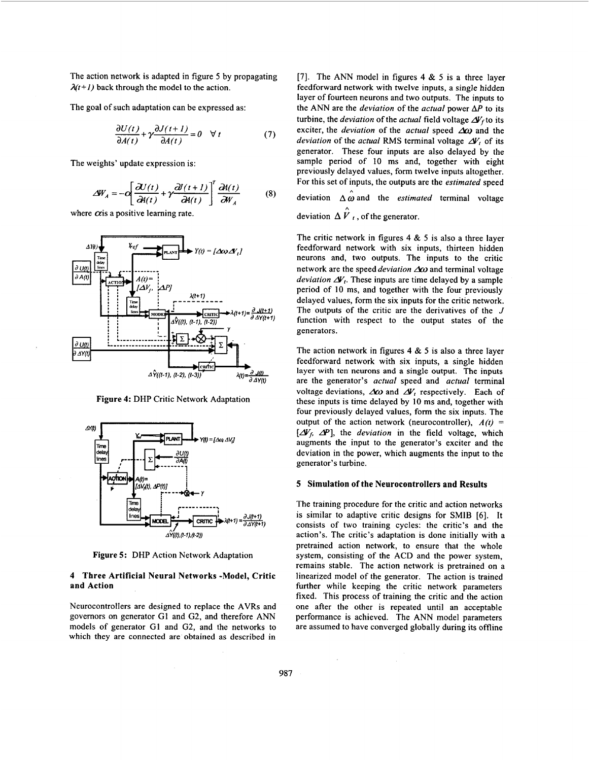The action network is adapted in figure 5 by propagating $\lambda(t+1)$ back through the model to the action.

The goal of such adaptation can be expressed as:

$$\frac{\partial U(t)}{\partial A(t)}+\gamma\frac{\partial J(t+1)}{\partial A(t)}=0 \quad \forall t \tag{7}$$

The weights' update expression is:

$$\Delta W_A=-\alpha\left[\frac{\partial U(t)}{\partial A(t)}+\gamma\frac{\partial J(t+1)}{\partial A(t)}\right]^T\frac{\partial A(t)}{\partial W_A} \tag{8}$$

where $\alpha$ is a positive learning rate.

Figure 4: DHP Critic Network Adaptation

Figure 5: DHP Action Network Adaptation

## 4 Three Artificial Neural Networks -Model, Critic and Action

Neurocontrollers are designed to replace the AVRs and governors on generator G1 and G2, and therefore ANN models of generator G1 and G2, and the networks to which they are connected are obtained as described in [7]. The ANN model in figures 4 & 5 is a three layer feedforward network with twelve inputs, a single hidden layer of fourteen neurons and two outputs. The inputs to the ANN are the *deviation* of the *actual* power $\Delta P$ to its turbine, the *deviation* of the *actual* field voltage $\Delta V_f$ to its exciter, the *deviation* of the *actual* speed $\Delta\omega$ and the *deviation* of the *actual* RMS terminal voltage $\Delta V_t$ of its generator. These four inputs are also delayed by the sample period of 10 ms and, together with eight previously delayed values, form twelve inputs altogether. For this set of inputs, the outputs are the *estimated* speed deviation $\Delta\hat{\omega}$ and the *estimated* terminal voltage deviation $\Delta\hat{V}_t$, of the generator.

The critic network in figures 4 & 5 is also a three layer feedforward network with six inputs, thirteen hidden neurons and, two outputs. The inputs to the critic network are the speed *deviation* $\Delta\omega$ and terminal voltage *deviation* $\Delta V_t$. These inputs are time delayed by a sample period of 10 ms, and together with the four previously delayed values, form the six inputs for the critic network. The outputs of the critic are the derivatives of the $J$ function with respect to the output states of the generators.

The action network in figures 4 & 5 is also a three layer feedforward network with six inputs, a single hidden layer with ten neurons and a single output. The inputs are the generator's *actual* speed and *actual* terminal voltage deviations, $\Delta\omega$ and $\Delta V_t$ respectively. Each of these inputs is time delayed by 10 ms and, together with four previously delayed values, form the six inputs. The output of the action network (neurocontroller), $A(t) = [\Delta V_f, \Delta P]$, the *deviation* in the field voltage, which augments the input to the generator's exciter and the deviation in the power, which augments the input to the generator's turbine.

## 5 Simulation of the Neurocontrollers and Results

The training procedure for the critic and action networks is similar to adaptive critic designs for SMIB [6]. It consists of two training cycles: the critic's and the action's. The critic's adaptation is done initially with a pretrained action network, to ensure that the whole system, consisting of the ACD and the power system, remains stable. The action network is pretrained on a linearized model of the generator. The action is trained further while keeping the critic network parameters fixed. This process of training the critic and the action one after the other is repeated until an acceptable performance is achieved. The ANN model parameters are assumed to have converged globally during its offline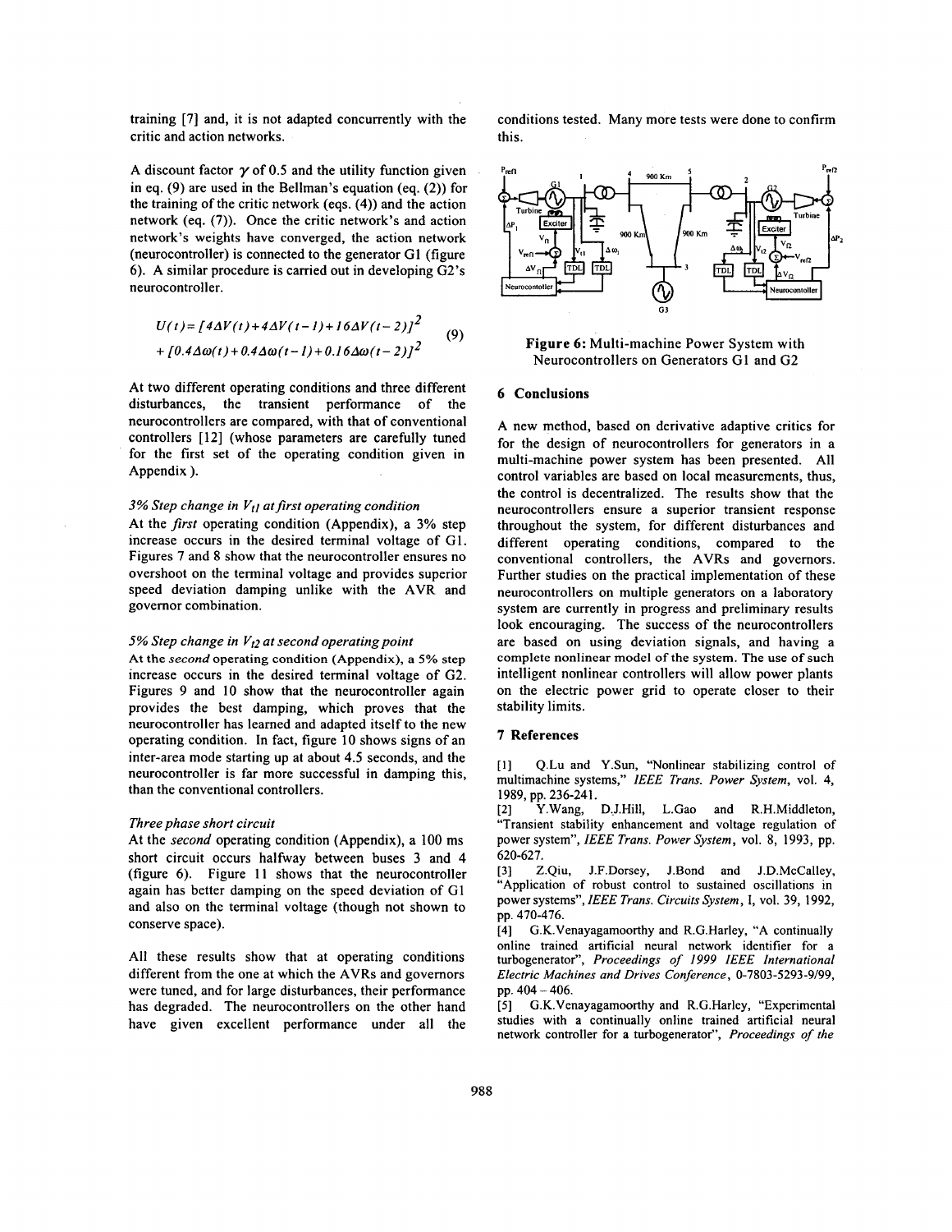training [7] and, it is not adapted concurrently with the critic and action networks.

A discount factor $\gamma$ of 0.5 and the utility function given in eq. (9) are used in the Bellman's equation (eq. (2)) for the training of the critic network (eqs. (4)) and the action network (eq. (7)). Once the critic network's and action network's weights have converged, the action network (neurocontroller) is connected to the generator G1 (figure 6). A similar procedure is carried out in developing G2's neurocontroller.

$$U(t) = [4\Delta V(t) + 4\Delta V(t-1) + 16\Delta V(t-2)]^2 + [0.4\Delta\omega(t) + 0.4\Delta\omega(t-1) + 0.16\Delta\omega(t-2)]^2 \quad (9)$$

At two different operating conditions and three different disturbances, the transient performance of the neurocontrollers are compared, with that of conventional controllers [12] (whose parameters are carefully tuned for the first set of the operating condition given in Appendix).

*3% Step change in $V_{t1}$ at first operating condition*

At the *first* operating condition (Appendix), a 3% step increase occurs in the desired terminal voltage of G1. Figures 7 and 8 show that the neurocontroller ensures no overshoot on the terminal voltage and provides superior speed deviation damping unlike with the AVR and governor combination.

*5% Step change in $V_{t2}$ at second operating point*

At the *second* operating condition (Appendix), a 5% step increase occurs in the desired terminal voltage of G2. Figures 9 and 10 show that the neurocontroller again provides the best damping, which proves that the neurocontroller has learned and adapted itself to the new operating condition. In fact, figure 10 shows signs of an inter-area mode starting up at about 4.5 seconds, and the neurocontroller is far more successful in damping this, than the conventional controllers.

*Three phase short circuit*

At the *second* operating condition (Appendix), a 100 ms short circuit occurs halfway between buses 3 and 4 (figure 6). Figure 11 shows that the neurocontroller again has better damping on the speed deviation of G1 and also on the terminal voltage (though not shown to conserve space).

All these results show that at operating conditions different from the one at which the AVRs and governors were tuned, and for large disturbances, their performance has degraded. The neurocontrollers on the other hand have given excellent performance under all the conditions tested. Many more tests were done to confirm this.

**Figure 6:** Multi-machine Power System with Neurocontrollers on Generators G1 and G2

## 6 Conclusions

A new method, based on derivative adaptive critics for for the design of neurocontrollers for generators in a multi-machine power system has been presented. All control variables are based on local measurements, thus, the control is decentralized. The results show that the neurocontrollers ensure a superior transient response throughout the system, for different disturbances and different operating conditions, compared to the conventional controllers, the AVRs and governors. Further studies on the practical implementation of these neurocontrollers on multiple generators on a laboratory system are currently in progress and preliminary results look encouraging. The success of the neurocontrollers are based on using deviation signals, and having a complete nonlinear model of the system. The use of such intelligent nonlinear controllers will allow power plants on the electric power grid to operate closer to their stability limits.

## 7 References

[1] Q.Lu and Y.Sun, "Nonlinear stabilizing control of multimachine systems," *IEEE Trans. Power System*, vol. 4, 1989, pp. 236-241.

[2] Y.Wang, D.J.Hill, L.Gao and R.H.Middleton, "Transient stability enhancement and voltage regulation of power system", *IEEE Trans. Power System*, vol. 8, 1993, pp. 620-627.

[3] Z.Qiu, J.F.Dorsey, J.Bond and J.D.McCalley, "Application of robust control to sustained oscillations in power systems", *IEEE Trans. Circuits System*, I, vol. 39, 1992, pp. 470-476.

[4] G.K.Venayagamoorthy and R.G.Harley, "A continually online trained artificial neural network identifier for a turbogenerator", *Proceedings of 1999 IEEE International Electric Machines and Drives Conference*, 0-7803-5293-9/99, pp. 404 – 406.

[5] G.K.Venayagamoorthy and R.G.Harley, "Experimental studies with a continually online trained artificial neural network controller for a turbogenerator", *Proceedings of the*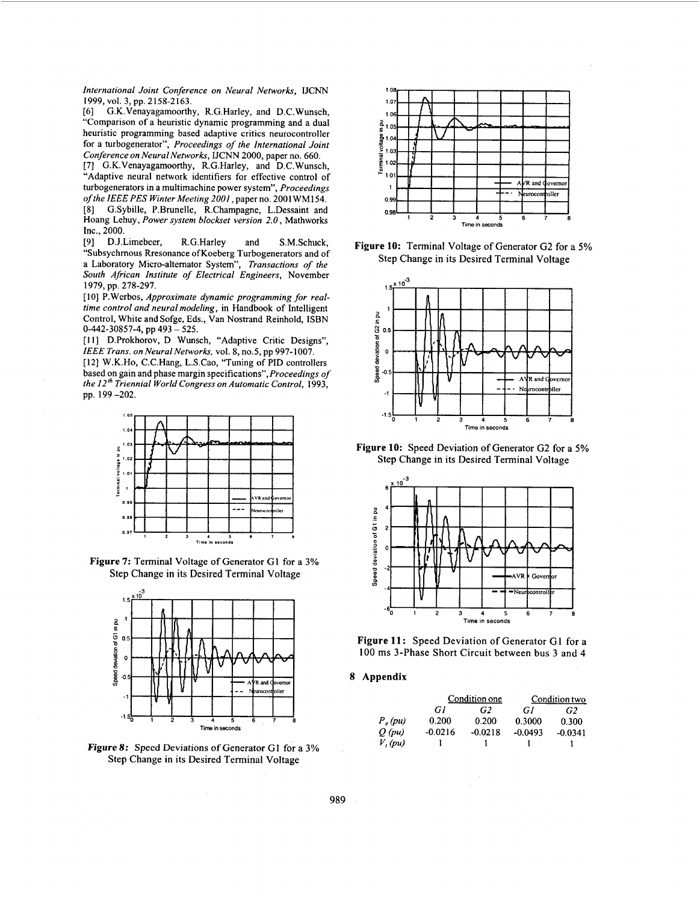*International Joint Conference on Neural Networks*, IJCNN 1999, vol. 3, pp. 2158-2163.

[6] G.K.Venayagamoorthy, R.G.Harley, and D.C.Wunsch, "Comparison of a heuristic dynamic programming and a dual heuristic programming based adaptive critics neurocontroller for a turbogenerator", *Proceedings of the International Joint Conference on Neural Networks*, IJCNN 2000, paper no. 660.

[7] G.K.Venayagamoorthy, R.G.Harley, and D.C.Wunsch, "Adaptive neural network identifiers for effective control of turbogenerators in a multimachine power system", *Proceedings of the IEEE PES Winter Meeting 2001*, paper no. 2001WM154.

[8] G.Sybille, P.Brunelle, R.Champagne, L.Dessaint and Hoang Lehuy, *Power system blockset version 2.0*, Mathworks Inc., 2000.

[9] D.J.Limebeer, R.G.Harley and S.M.Schuck, "Subsychrnous Rresonance of Koeberg Turbogenerators and of a Laboratory Micro-alternator System", *Transactions of the South African Institute of Electrical Engineers*, November 1979, pp. 278-297.

[10] P.Werbos, *Approximate dynamic programming for real-time control and neural modeling*, in Handbook of Intelligent Control, White and Sofge, Eds., Van Nostrand Reinhold, ISBN 0-442-30857-4, pp 493 – 525.

[11] D.Prokhorov, D Wunsch, "Adaptive Critic Designs", *IEEE Trans. on Neural Networks*, vol. 8, no.5, pp 997-1007.

[12] W.K.Ho, C.C.Hang, L.S.Cao, "Tuning of PID controllers based on gain and phase margin specifications", *Proceedings of the 12th Triennial World Congress on Automatic Control*, 1993, pp. 199 -202.

Terminal voltage in pu
Time in seconds
AVR and Governor
Neurocontroller

**Figure 7:** Terminal Voltage of Generator G1 for a 3% Step Change in its Desired Terminal Voltage

x 10⁻³
Speed deviation of G1 in pu
Time in seconds
AVR and Governor
Neurocontroller

**Figure 8:** Speed Deviations of Generator G1 for a 3% Step Change in its Desired Terminal Voltage

Terminal voltage in pu
Time in seconds
AVR and Governor
Neurocontroller

**Figure 10:** Terminal Voltage of Generator G2 for a 5% Step Change in its Desired Terminal Voltage

x 10⁻³
Speed deviation of G2 in pu
Time in seconds
AVR and Governor
Neurocontroller

**Figure 10:** Speed Deviation of Generator G2 for a 5% Step Change in its Desired Terminal Voltage

x 10⁻³
Speed deviation of G1 in pu
Time in seconds
AVR + Governor
Neurocontroller

**Figure 11:** Speed Deviation of Generator G1 for a 100 ms 3-Phase Short Circuit between bus 3 and 4

## 8 Appendix

| | Condition one | | Condition two | |
|---|---|---|---|---|
| | *G1* | *G2* | *G1* | *G2* |
| $P_e$ *(pu)* | 0.200 | 0.200 | 0.3000 | 0.300 |
| *Q (pu)* | -0.0216 | -0.0218 | -0.0493 | -0.0341 |
| $V_t$ *(pu)* | 1 | 1 | 1 | 1 |